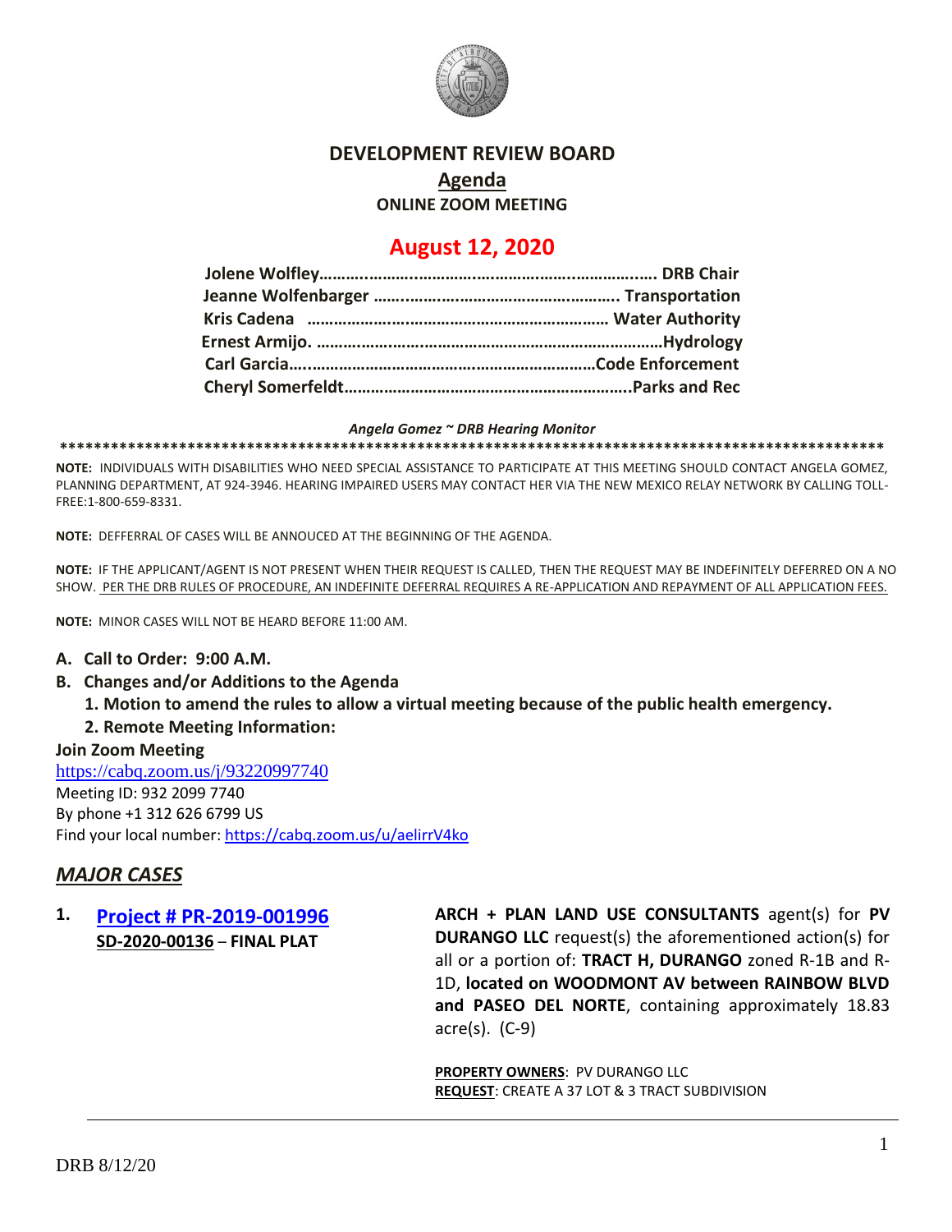# DEVELOPMENT REVIEW BOARD

## Agenda

**ONLINE ZOOM MEETING**

## August 12, 2020

**Jolene Wolfley……………………………………………………………. DRB Chair**
**Jeanne Wolfenbarger ………………………………………………. Transportation**
**Kris Cadena ……………………………………………………… Water Authority**
**Ernest Armijo. ……………………………………………………………Hydrology**
**Carl Garcia…………………………………………………………Code Enforcement**
**Cheryl Somerfeldt………………………………………………………..Parks and Rec**

***Angela Gomez ~ DRB Hearing Monitor***

**\*\*\*\*\*\*\*\*\*\*\*\*\*\*\*\*\*\*\*\*\*\*\*\*\*\*\*\*\*\*\*\*\*\*\*\*\*\*\*\*\*\*\*\*\*\*\*\*\*\*\*\*\*\*\*\*\*\*\*\*\*\*\*\*\*\*\*\*\*\*\*\*\*\*\*\*\*\*\*\*\*\*\*\*\*\*\*\*\*\*\*\*\*\*\*\*\***

**NOTE:** INDIVIDUALS WITH DISABILITIES WHO NEED SPECIAL ASSISTANCE TO PARTICIPATE AT THIS MEETING SHOULD CONTACT ANGELA GOMEZ, PLANNING DEPARTMENT, AT 924-3946. HEARING IMPAIRED USERS MAY CONTACT HER VIA THE NEW MEXICO RELAY NETWORK BY CALLING TOLL-FREE:1-800-659-8331.

**NOTE:** DEFFERRAL OF CASES WILL BE ANNOUCED AT THE BEGINNING OF THE AGENDA.

**NOTE:** IF THE APPLICANT/AGENT IS NOT PRESENT WHEN THEIR REQUEST IS CALLED, THEN THE REQUEST MAY BE INDEFINITELY DEFERRED ON A NO SHOW. PER THE DRB RULES OF PROCEDURE, AN INDEFINITE DEFERRAL REQUIRES A RE-APPLICATION AND REPAYMENT OF ALL APPLICATION FEES.

**NOTE:** MINOR CASES WILL NOT BE HEARD BEFORE 11:00 AM.

**A. Call to Order: 9:00 A.M.**

**B. Changes and/or Additions to the Agenda**

   **1. Motion to amend the rules to allow a virtual meeting because of the public health emergency.**

   **2. Remote Meeting Information:**

**Join Zoom Meeting**
https://cabq.zoom.us/j/93220997740
Meeting ID: 932 2099 7740
By phone +1 312 626 6799 US
Find your local number: https://cabq.zoom.us/u/aelirrV4ko

## *MAJOR CASES*

**1. Project # PR-2019-001996**
**SD-2020-00136 – FINAL PLAT**

**ARCH + PLAN LAND USE CONSULTANTS** agent(s) for **PV DURANGO LLC** request(s) the aforementioned action(s) for all or a portion of: **TRACT H, DURANGO** zoned R-1B and R-1D, **located on WOODMONT AV between RAINBOW BLVD and PASEO DEL NORTE**, containing approximately 18.83 acre(s). (C-9)

**PROPERTY OWNERS**: PV DURANGO LLC
**REQUEST**: CREATE A 37 LOT & 3 TRACT SUBDIVISION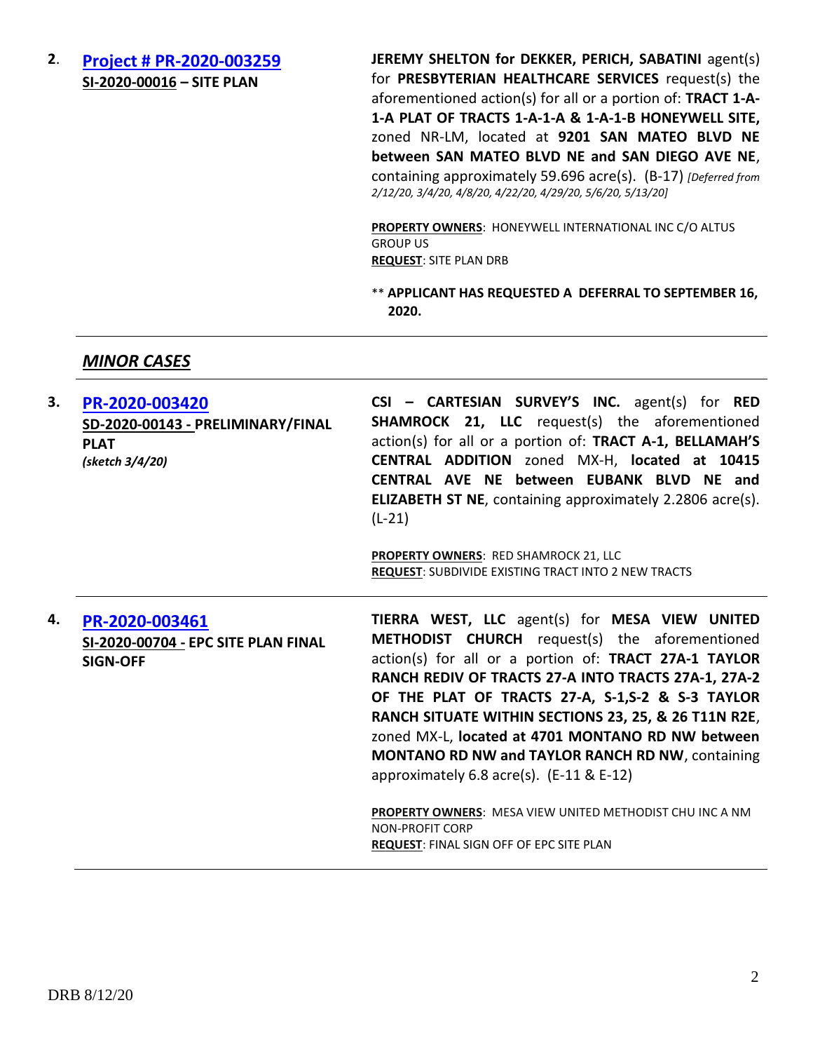2. **[Project # PR-2020-003259](#)**
   **SI-2020-00016 – SITE PLAN**

   **JEREMY SHELTON for DEKKER, PERICH, SABATINI** agent(s) for **PRESBYTERIAN HEALTHCARE SERVICES** request(s) the aforementioned action(s) for all or a portion of: **TRACT 1-A-1-A PLAT OF TRACTS 1-A-1-A & 1-A-1-B HONEYWELL SITE,** zoned NR-LM, located at **9201 SAN MATEO BLVD NE between SAN MATEO BLVD NE and SAN DIEGO AVE NE**, containing approximately 59.696 acre(s). (B-17) *[Deferred from 2/12/20, 3/4/20, 4/8/20, 4/22/20, 4/29/20, 5/6/20, 5/13/20]*

   **PROPERTY OWNERS**: HONEYWELL INTERNATIONAL INC C/O ALTUS GROUP US
   **REQUEST**: SITE PLAN DRB

   ** **APPLICANT HAS REQUESTED A DEFERRAL TO SEPTEMBER 16, 2020.**

---

## *MINOR CASES*

---

3. **[PR-2020-003420](#)**
   **SD-2020-00143 - PRELIMINARY/FINAL PLAT**
   *(sketch 3/4/20)*

   **CSI – CARTESIAN SURVEY'S INC.** agent(s) for **RED SHAMROCK 21, LLC** request(s) the aforementioned action(s) for all or a portion of: **TRACT A-1, BELLAMAH'S CENTRAL ADDITION** zoned MX-H, **located at 10415 CENTRAL AVE NE between EUBANK BLVD NE and ELIZABETH ST NE**, containing approximately 2.2806 acre(s). (L-21)

   **PROPERTY OWNERS**: RED SHAMROCK 21, LLC
   **REQUEST**: SUBDIVIDE EXISTING TRACT INTO 2 NEW TRACTS

---

4. **[PR-2020-003461](#)**
   **SI-2020-00704 - EPC SITE PLAN FINAL SIGN-OFF**

   **TIERRA WEST, LLC** agent(s) for **MESA VIEW UNITED METHODIST CHURCH** request(s) the aforementioned action(s) for all or a portion of: **TRACT 27A-1 TAYLOR RANCH REDIV OF TRACTS 27-A INTO TRACTS 27A-1, 27A-2 OF THE PLAT OF TRACTS 27-A, S-1,S-2 & S-3 TAYLOR RANCH SITUATE WITHIN SECTIONS 23, 25, & 26 T11N R2E**, zoned MX-L, **located at 4701 MONTANO RD NW between MONTANO RD NW and TAYLOR RANCH RD NW**, containing approximately 6.8 acre(s). (E-11 & E-12)

   **PROPERTY OWNERS**: MESA VIEW UNITED METHODIST CHU INC A NM NON-PROFIT CORP
   **REQUEST**: FINAL SIGN OFF OF EPC SITE PLAN

---

DRB 8/12/20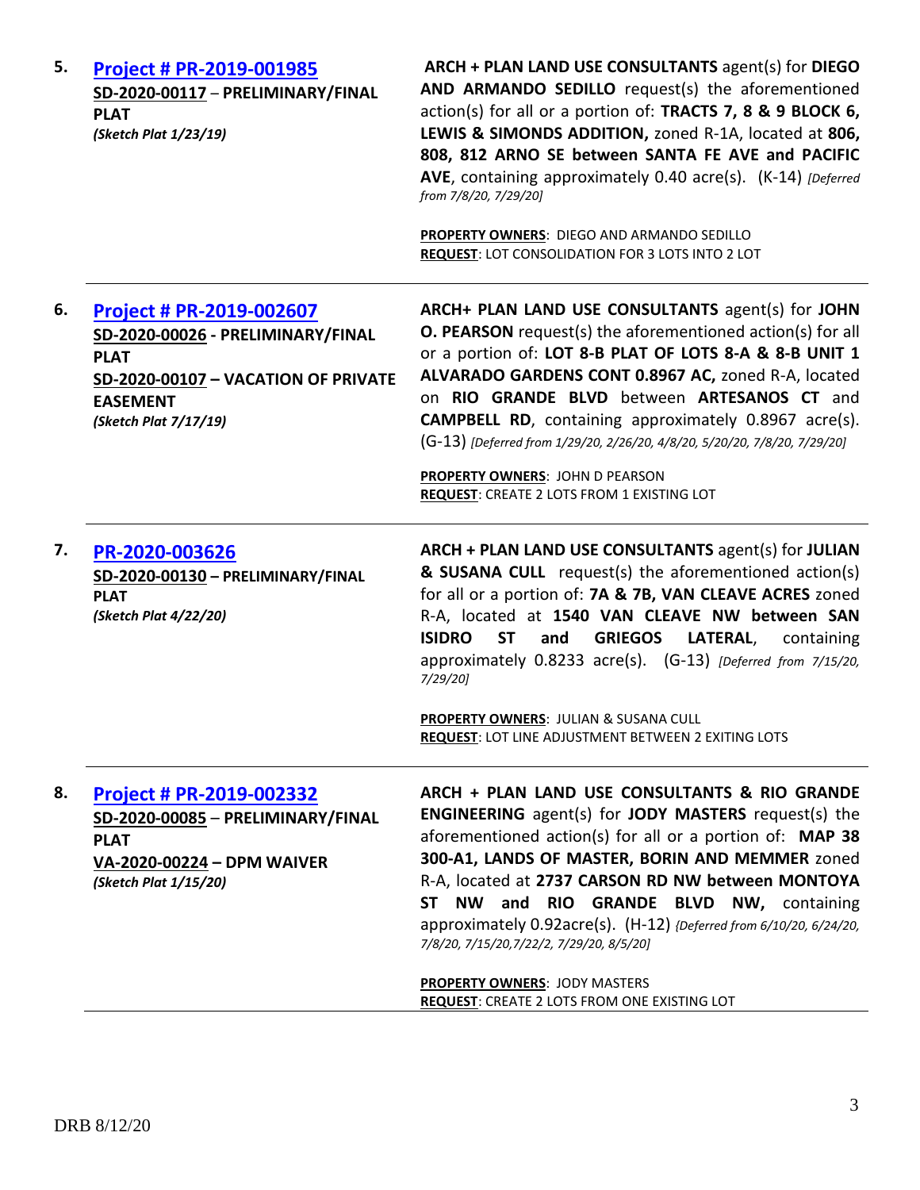| | | |
|---|---|---|
| **5.** | **Project # PR-2019-001985**<br>**SD-2020-00117 – PRELIMINARY/FINAL PLAT**<br>***(Sketch Plat 1/23/19)*** | **ARCH + PLAN LAND USE CONSULTANTS** agent(s) for **DIEGO AND ARMANDO SEDILLO** request(s) the aforementioned action(s) for all or a portion of: **TRACTS 7, 8 & 9 BLOCK 6, LEWIS & SIMONDS ADDITION,** zoned R-1A, located at **806, 808, 812 ARNO SE between SANTA FE AVE and PACIFIC AVE**, containing approximately 0.40 acre(s). (K-14) *[Deferred from 7/8/20, 7/29/20]*<br><br>**PROPERTY OWNERS**: DIEGO AND ARMANDO SEDILLO<br>**REQUEST**: LOT CONSOLIDATION FOR 3 LOTS INTO 2 LOT |
| **6.** | **Project # PR-2019-002607**<br>**SD-2020-00026 - PRELIMINARY/FINAL PLAT**<br>**SD-2020-00107 – VACATION OF PRIVATE EASEMENT**<br>***(Sketch Plat 7/17/19)*** | **ARCH+ PLAN LAND USE CONSULTANTS** agent(s) for **JOHN O. PEARSON** request(s) the aforementioned action(s) for all or a portion of: **LOT 8-B PLAT OF LOTS 8-A & 8-B UNIT 1 ALVARADO GARDENS CONT 0.8967 AC,** zoned R-A, located on **RIO GRANDE BLVD** between **ARTESANOS CT** and **CAMPBELL RD**, containing approximately 0.8967 acre(s). (G-13) *[Deferred from 1/29/20, 2/26/20, 4/8/20, 5/20/20, 7/8/20, 7/29/20]*<br><br>**PROPERTY OWNERS**: JOHN D PEARSON<br>**REQUEST**: CREATE 2 LOTS FROM 1 EXISTING LOT |
| **7.** | **PR-2020-003626**<br>**SD-2020-00130 – PRELIMINARY/FINAL PLAT**<br>***(Sketch Plat 4/22/20)*** | **ARCH + PLAN LAND USE CONSULTANTS** agent(s) for **JULIAN & SUSANA CULL** request(s) the aforementioned action(s) for all or a portion of: **7A & 7B, VAN CLEAVE ACRES** zoned R-A, located at **1540 VAN CLEAVE NW between SAN ISIDRO ST and GRIEGOS LATERAL**, containing approximately 0.8233 acre(s). (G-13) *[Deferred from 7/15/20, 7/29/20]*<br><br>**PROPERTY OWNERS**: JULIAN & SUSANA CULL<br>**REQUEST**: LOT LINE ADJUSTMENT BETWEEN 2 EXITING LOTS |
| **8.** | **Project # PR-2019-002332**<br>**SD-2020-00085 – PRELIMINARY/FINAL PLAT**<br>**VA-2020-00224 – DPM WAIVER**<br>***(Sketch Plat 1/15/20)*** | **ARCH + PLAN LAND USE CONSULTANTS & RIO GRANDE ENGINEERING** agent(s) for **JODY MASTERS** request(s) the aforementioned action(s) for all or a portion of: **MAP 38 300-A1, LANDS OF MASTER, BORIN AND MEMMER** zoned R-A, located at **2737 CARSON RD NW between MONTOYA ST NW and RIO GRANDE BLVD NW,** containing approximately 0.92acre(s). (H-12) *{Deferred from 6/10/20, 6/24/20, 7/8/20, 7/15/20,7/22/2, 7/29/20, 8/5/20]*<br><br>**PROPERTY OWNERS**: JODY MASTERS<br>**REQUEST**: CREATE 2 LOTS FROM ONE EXISTING LOT |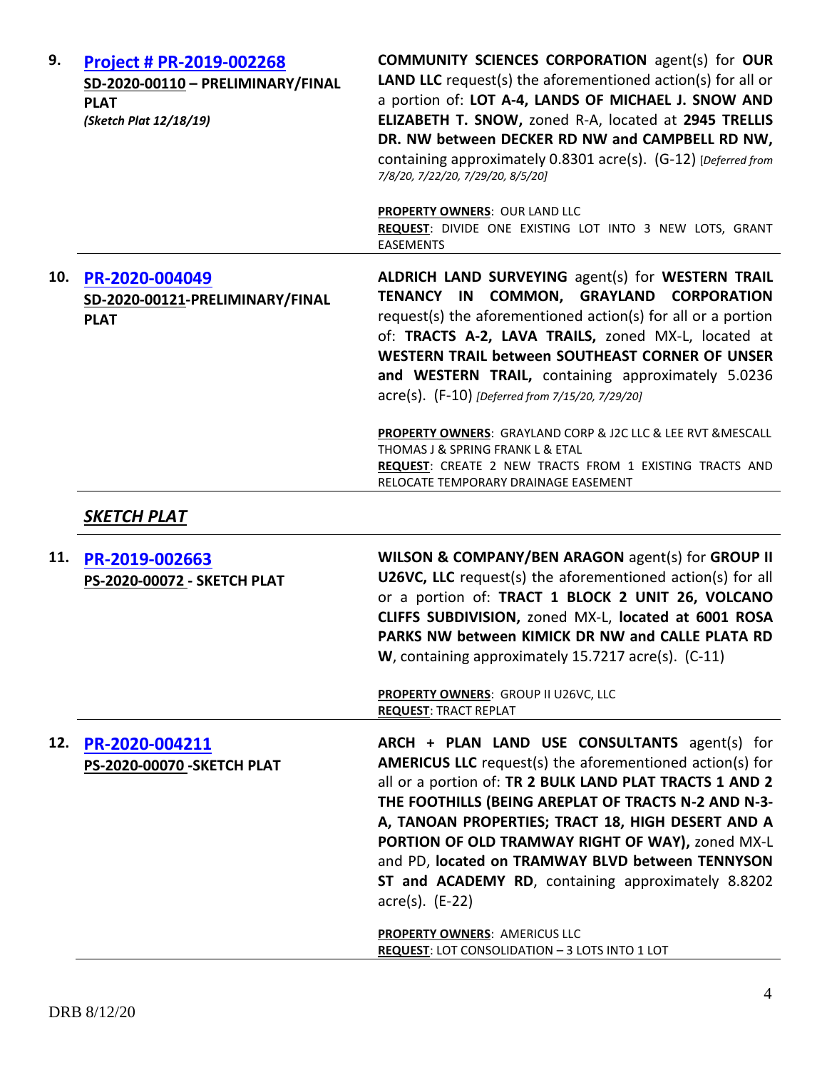| | | |
|---|---|---|
| **9.** | **Project # PR-2019-002268**<br>**SD-2020-00110 – PRELIMINARY/FINAL PLAT**<br>***(Sketch Plat 12/18/19)*** | **COMMUNITY SCIENCES CORPORATION** agent(s) for **OUR LAND LLC** request(s) the aforementioned action(s) for all or a portion of: **LOT A-4, LANDS OF MICHAEL J. SNOW AND ELIZABETH T. SNOW,** zoned R-A, located at **2945 TRELLIS DR. NW between DECKER RD NW and CAMPBELL RD NW,** containing approximately 0.8301 acre(s). (G-12) *[Deferred from 7/8/20, 7/22/20, 7/29/20, 8/5/20]*<br><br>**PROPERTY OWNERS**: OUR LAND LLC<br>**REQUEST**: DIVIDE ONE EXISTING LOT INTO 3 NEW LOTS, GRANT EASEMENTS |
| **10.** | **PR-2020-004049**<br>**SD-2020-00121-PRELIMINARY/FINAL PLAT** | **ALDRICH LAND SURVEYING** agent(s) for **WESTERN TRAIL TENANCY IN COMMON, GRAYLAND CORPORATION** request(s) the aforementioned action(s) for all or a portion of: **TRACTS A-2, LAVA TRAILS,** zoned MX-L, located at **WESTERN TRAIL between SOUTHEAST CORNER OF UNSER and WESTERN TRAIL,** containing approximately 5.0236 acre(s). (F-10) *[Deferred from 7/15/20, 7/29/20]*<br><br>**PROPERTY OWNERS**: GRAYLAND CORP & J2C LLC & LEE RVT &MESCALL THOMAS J & SPRING FRANK L & ETAL<br>**REQUEST**: CREATE 2 NEW TRACTS FROM 1 EXISTING TRACTS AND RELOCATE TEMPORARY DRAINAGE EASEMENT |

***SKETCH PLAT***

| | | |
|---|---|---|
| **11.** | **PR-2019-002663**<br>**PS-2020-00072 - SKETCH PLAT** | **WILSON & COMPANY/BEN ARAGON** agent(s) for **GROUP II U26VC, LLC** request(s) the aforementioned action(s) for all or a portion of: **TRACT 1 BLOCK 2 UNIT 26, VOLCANO CLIFFS SUBDIVISION,** zoned MX-L, **located at 6001 ROSA PARKS NW between KIMICK DR NW and CALLE PLATA RD W**, containing approximately 15.7217 acre(s). (C-11)<br><br>**PROPERTY OWNERS**: GROUP II U26VC, LLC<br>**REQUEST**: TRACT REPLAT |
| **12.** | **PR-2020-004211**<br>**PS-2020-00070 -SKETCH PLAT** | **ARCH + PLAN LAND USE CONSULTANTS** agent(s) for **AMERICUS LLC** request(s) the aforementioned action(s) for all or a portion of: **TR 2 BULK LAND PLAT TRACTS 1 AND 2 THE FOOTHILLS (BEING AREPLAT OF TRACTS N-2 AND N-3-A, TANOAN PROPERTIES; TRACT 18, HIGH DESERT AND A PORTION OF OLD TRAMWAY RIGHT OF WAY),** zoned MX-L and PD, **located on TRAMWAY BLVD between TENNYSON ST and ACADEMY RD**, containing approximately 8.8202 acre(s). (E-22)<br><br>**PROPERTY OWNERS**: AMERICUS LLC<br>**REQUEST**: LOT CONSOLIDATION – 3 LOTS INTO 1 LOT |

DRB 8/12/20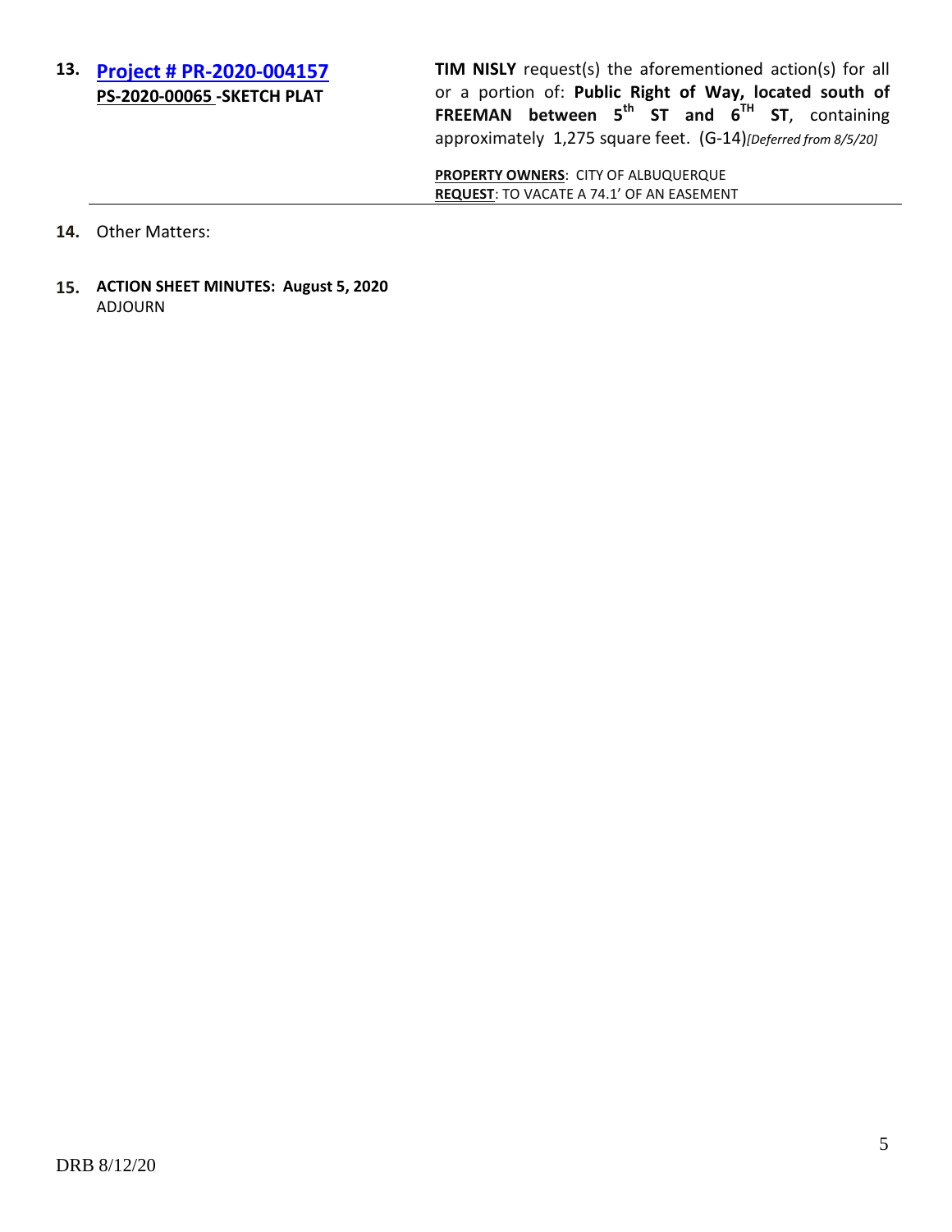**13. [Project # PR-2020-004157](#)**
**PS-2020-00065 -SKETCH PLAT**

**TIM NISLY** request(s) the aforementioned action(s) for all or a portion of: **Public Right of Way, located south of FREEMAN between 5th ST and 6TH ST**, containing approximately 1,275 square feet. (G-14)*[Deferred from 8/5/20]*

**PROPERTY OWNERS**: CITY OF ALBUQUERQUE
**REQUEST**: TO VACATE A 74.1' OF AN EASEMENT

---

**14.** Other Matters:

**15. ACTION SHEET MINUTES: August 5, 2020**
ADJOURN

DRB 8/12/20